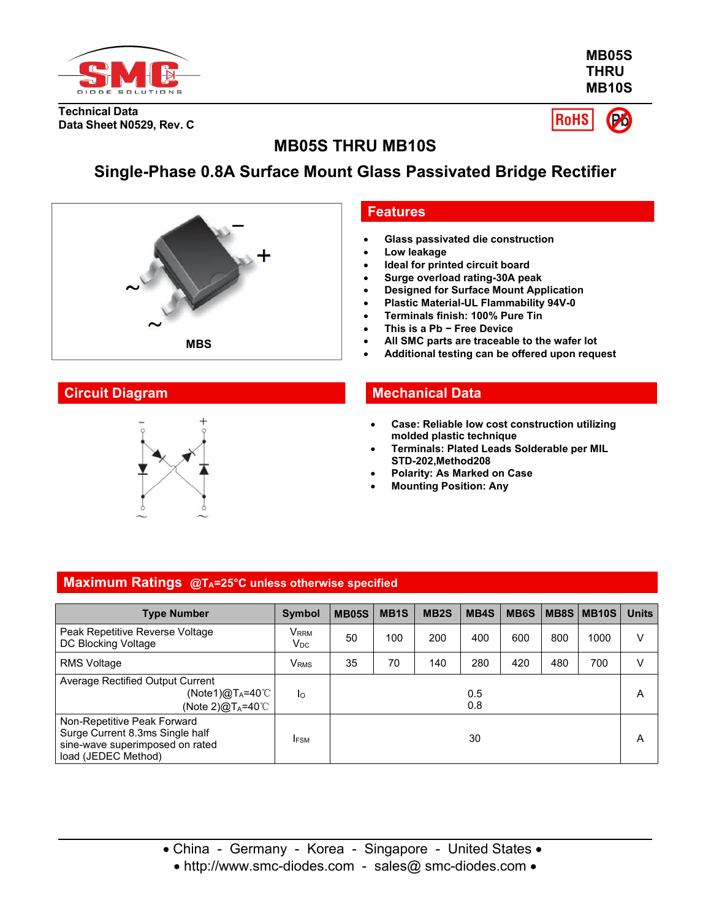MB05S
THRU
MB10S

Technical Data
Data Sheet N0529, Rev. C

# MB05S THRU MB10S

## Single-Phase 0.8A Surface Mount Glass Passivated Bridge Rectifier

MBS

## Features

- Glass passivated die construction
- Low leakage
- Ideal for printed circuit board
- Surge overload rating-30A peak
- Designed for Surface Mount Application
- Plastic Material-UL Flammability 94V-0
- Terminals finish: 100% Pure Tin
- This is a Pb − Free Device
- All SMC parts are traceable to the wafer lot
- Additional testing can be offered upon request

## Circuit Diagram

## Mechanical Data

- Case: Reliable low cost construction utilizing molded plastic technique
- Terminals: Plated Leads Solderable per MIL STD-202,Method208
- Polarity: As Marked on Case
- Mounting Position: Any

## Maximum Ratings @$T_A$=25°C unless otherwise specified

| Type Number | Symbol | MB05S | MB1S | MB2S | MB4S | MB6S | MB8S | MB10S | Units |
|---|---|---|---|---|---|---|---|---|---|
| Peak Repetitive Reverse Voltage<br>DC Blocking Voltage | $V_{RRM}$<br>$V_{DC}$ | 50 | 100 | 200 | 400 | 600 | 800 | 1000 | V |
| RMS Voltage | $V_{RMS}$ | 35 | 70 | 140 | 280 | 420 | 480 | 700 | V |
| Average Rectified Output Current<br>(Note1)@$T_A$=40℃<br>(Note 2)@$T_A$=40℃ | $I_O$ | 0.5<br>0.8 | | | | | | | A |
| Non-Repetitive Peak Forward Surge Current 8.3ms Single half sine-wave superimposed on rated load (JEDEC Method) | $I_{FSM}$ | 30 | | | | | | | A |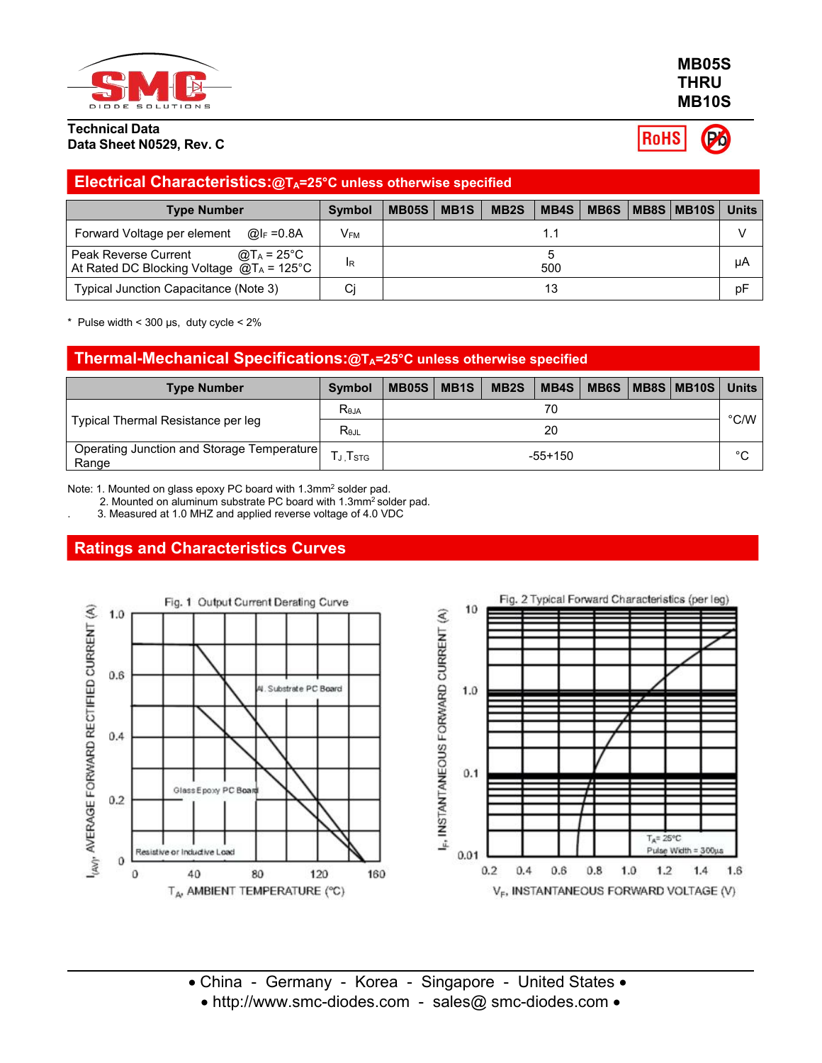**MB05S THRU MB10S**

**Technical Data**
**Data Sheet N0529, Rev. C**

RoHS

## Electrical Characteristics:@$T_A$=25°C unless otherwise specified

| Type Number | Symbol | MB05S | MB1S | MB2S | MB4S | MB6S | MB8S | MB10S | Units |
|---|---|---|---|---|---|---|---|---|---|
| Forward Voltage per element @$I_F$ =0.8A | $V_{FM}$ | 1.1 | | | | | | | V |
| Peak Reverse Current @$T_A$ = 25°C<br>At Rated DC Blocking Voltage @$T_A$ = 125°C | $I_R$ | 5<br>500 | | | | | | | μA |
| Typical Junction Capacitance (Note 3) | Cj | 13 | | | | | | | pF |

\* Pulse width < 300 μs, duty cycle < 2%

## Thermal-Mechanical Specifications:@$T_A$=25°C unless otherwise specified

| Type Number | Symbol | MB05S | MB1S | MB2S | MB4S | MB6S | MB8S | MB10S | Units |
|---|---|---|---|---|---|---|---|---|---|
| Typical Thermal Resistance per leg | $R_{\theta JA}$ | 70 | | | | | | | °C/W |
| | $R_{\theta JL}$ | 20 | | | | | | | |
| Operating Junction and Storage Temperature Range | $T_J$ ,$T_{STG}$ | -55+150 | | | | | | | °C |

Note: 1. Mounted on glass epoxy PC board with 1.3mm² solder pad.
2. Mounted on aluminum substrate PC board with 1.3mm² solder pad.
3. Measured at 1.0 MHZ and applied reverse voltage of 4.0 VDC

## Ratings and Characteristics Curves

Fig. 1 Output Current Derating Curve

Fig. 2 Typical Forward Characteristics (per leg)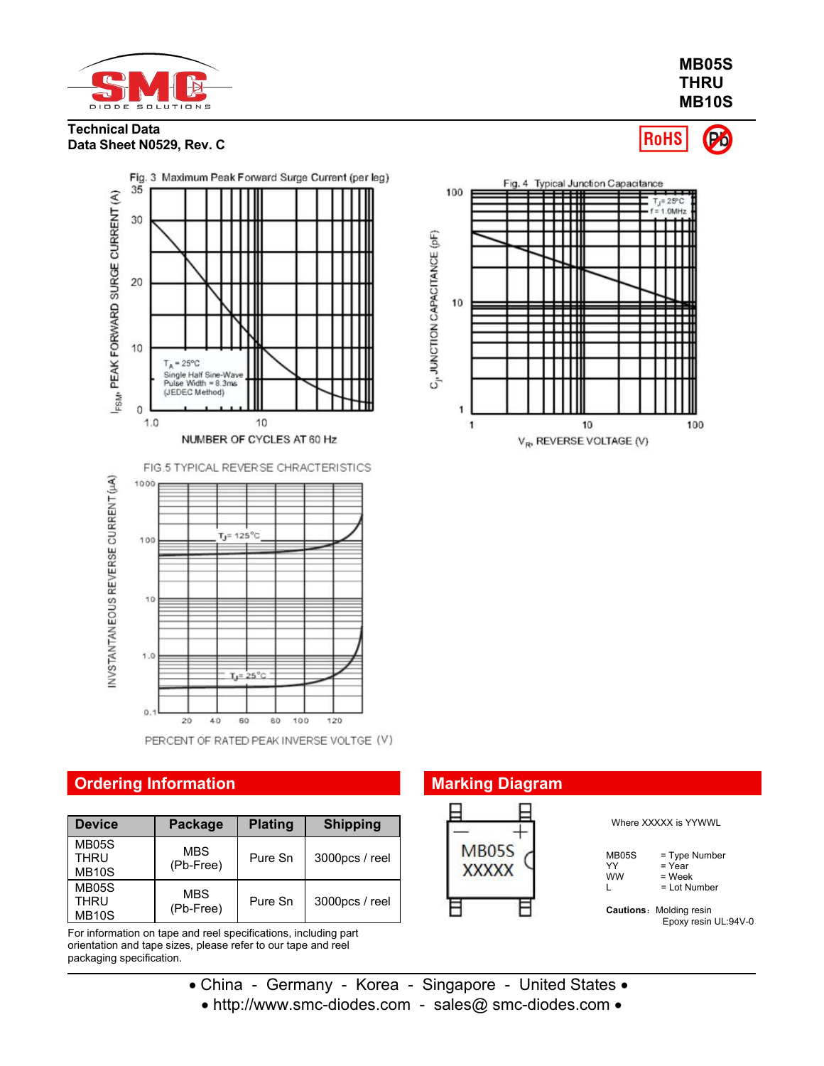# MB05S THRU MB10S

**Technical Data**
**Data Sheet N0529, Rev. C**

Fig. 3 Maximum Peak Forward Surge Current (per leg)

$I_{FSM}$, PEAK FORWARD SURGE CURRENT (A)

$T_A = 25°C$
Single Half Sine-Wave
Pulse Width = 8.3ms
(JEDEC Method)

NUMBER OF CYCLES AT 60 Hz

Fig. 4 Typical Junction Capacitance

$T_J = 25°C$
f = 1.0MHz

$C_J$, JUNCTION CAPACITANCE (pF)

$V_R$, REVERSE VOLTAGE (V)

FIG.5 TYPICAL REVERSE CHRACTERISTICS

INVSTANTANEOUS REVERSE CURRENT (μA)

$T_J = 125°C$

$T_J = 25°C$

PERCENT OF RATED PEAK INVERSE VOLTGE (V)

## Ordering Information

| Device | Package | Plating | Shipping |
|---|---|---|---|
| MB05S THRU MB10S | MBS (Pb-Free) | Pure Sn | 3000pcs / reel |
| MB05S THRU MB10S | MBS (Pb-Free) | Pure Sn | 3000pcs / reel |

For information on tape and reel specifications, including part orientation and tape sizes, please refer to our tape and reel packaging specification.

## Marking Diagram

MB05S
XXXXX

Where XXXXX is YYWWL

MB05S = Type Number
YY = Year
WW = Week
L = Lot Number

**Cautions:** Molding resin
Epoxy resin UL:94V-0

• China - Germany - Korea - Singapore - United States •
• http://www.smc-diodes.com - sales@ smc-diodes.com •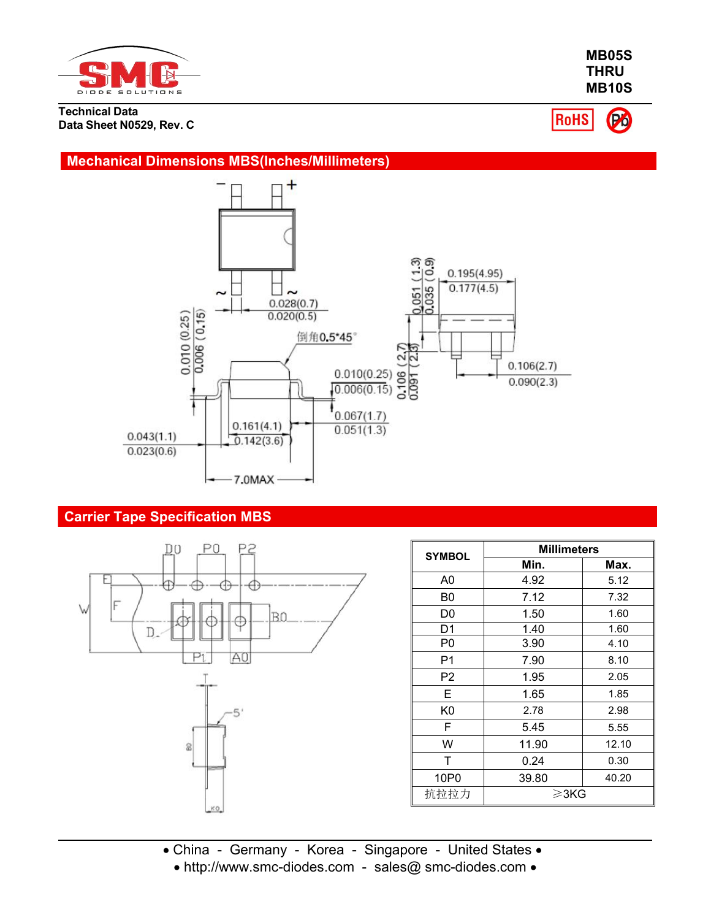**MB05S**
**THRU**
**MB10S**

**Technical Data**
**Data Sheet N0529, Rev. C**

## Mechanical Dimensions MBS(Inches/Millimeters)

0.195(4.95)
0.177(4.5)

0.051 (1.3)
0.035 (0.9)

0.028(0.7)
0.020(0.5)

0.010 (0.25)
0.006 (0.15)

倒角0.5*45°

0.010(0.25)
0.006(0.15)

0.106 (2.7)
0.091 (2.3)

0.106(2.7)
0.090(2.3)

0.067(1.7)
0.051(1.3)

0.161(4.1)
0.142(3.6)

0.043(1.1)
0.023(0.6)

7.0MAX

## Carrier Tape Specification MBS

| SYMBOL | Millimeters | |
|---|---|---|
| | Min. | Max. |
| A0 | 4.92 | 5.12 |
| B0 | 7.12 | 7.32 |
| D0 | 1.50 | 1.60 |
| D1 | 1.40 | 1.60 |
| P0 | 3.90 | 4.10 |
| P1 | 7.90 | 8.10 |
| P2 | 1.95 | 2.05 |
| E | 1.65 | 1.85 |
| K0 | 2.78 | 2.98 |
| F | 5.45 | 5.55 |
| W | 11.90 | 12.10 |
| T | 0.24 | 0.30 |
| 10P0 | 39.80 | 40.20 |
| 抗拉拉力 | ≥3KG | |

• China - Germany - Korea - Singapore - United States •
• http://www.smc-diodes.com - sales@ smc-diodes.com •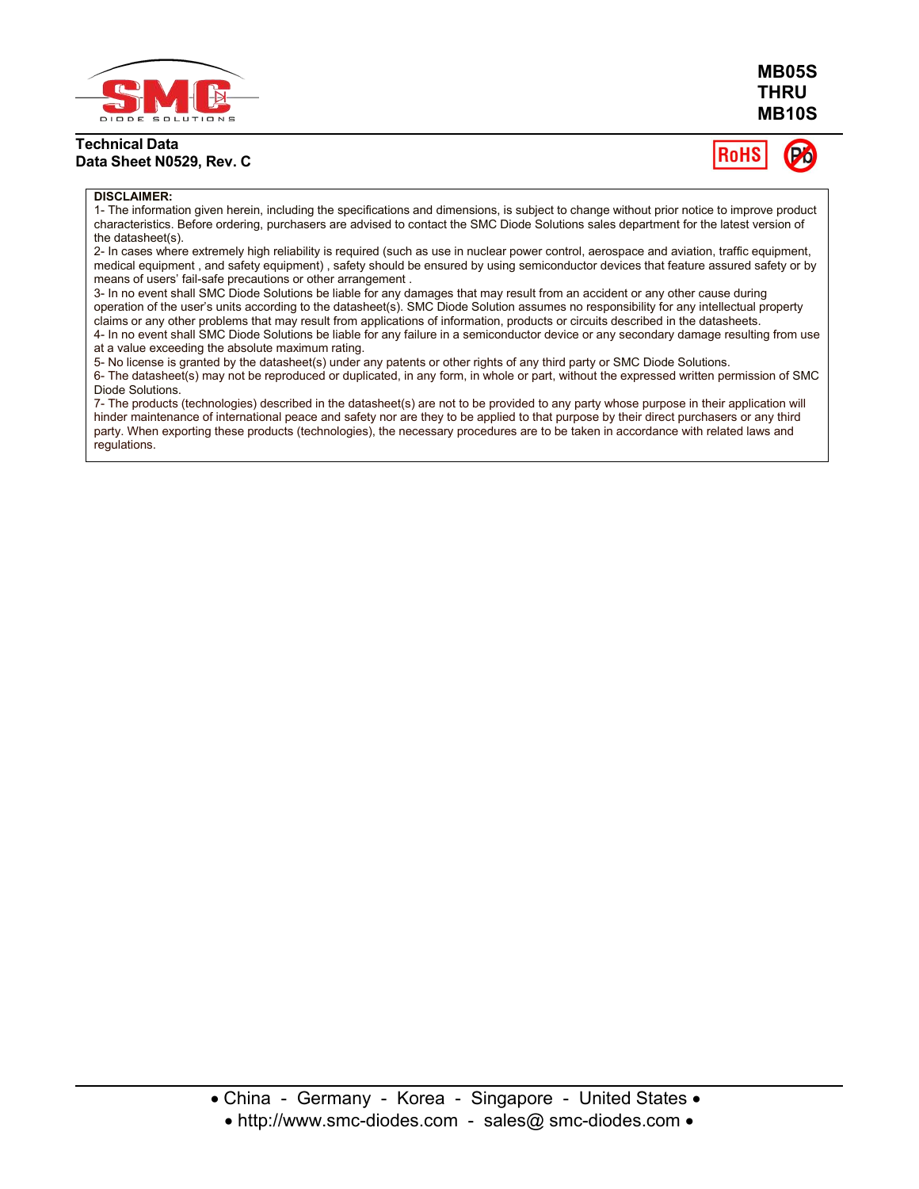**MB05S THRU MB10S**

**Technical Data**
**Data Sheet N0529, Rev. C**

**DISCLAIMER:**

1- The information given herein, including the specifications and dimensions, is subject to change without prior notice to improve product characteristics. Before ordering, purchasers are advised to contact the SMC Diode Solutions sales department for the latest version of the datasheet(s).

2- In cases where extremely high reliability is required (such as use in nuclear power control, aerospace and aviation, traffic equipment, medical equipment , and safety equipment) , safety should be ensured by using semiconductor devices that feature assured safety or by means of users' fail-safe precautions or other arrangement .

3- In no event shall SMC Diode Solutions be liable for any damages that may result from an accident or any other cause during operation of the user's units according to the datasheet(s). SMC Diode Solution assumes no responsibility for any intellectual property claims or any other problems that may result from applications of information, products or circuits described in the datasheets.

4- In no event shall SMC Diode Solutions be liable for any failure in a semiconductor device or any secondary damage resulting from use at a value exceeding the absolute maximum rating.

5- No license is granted by the datasheet(s) under any patents or other rights of any third party or SMC Diode Solutions.

6- The datasheet(s) may not be reproduced or duplicated, in any form, in whole or part, without the expressed written permission of SMC Diode Solutions.

7- The products (technologies) described in the datasheet(s) are not to be provided to any party whose purpose in their application will hinder maintenance of international peace and safety nor are they to be applied to that purpose by their direct purchasers or any third party. When exporting these products (technologies), the necessary procedures are to be taken in accordance with related laws and regulations.